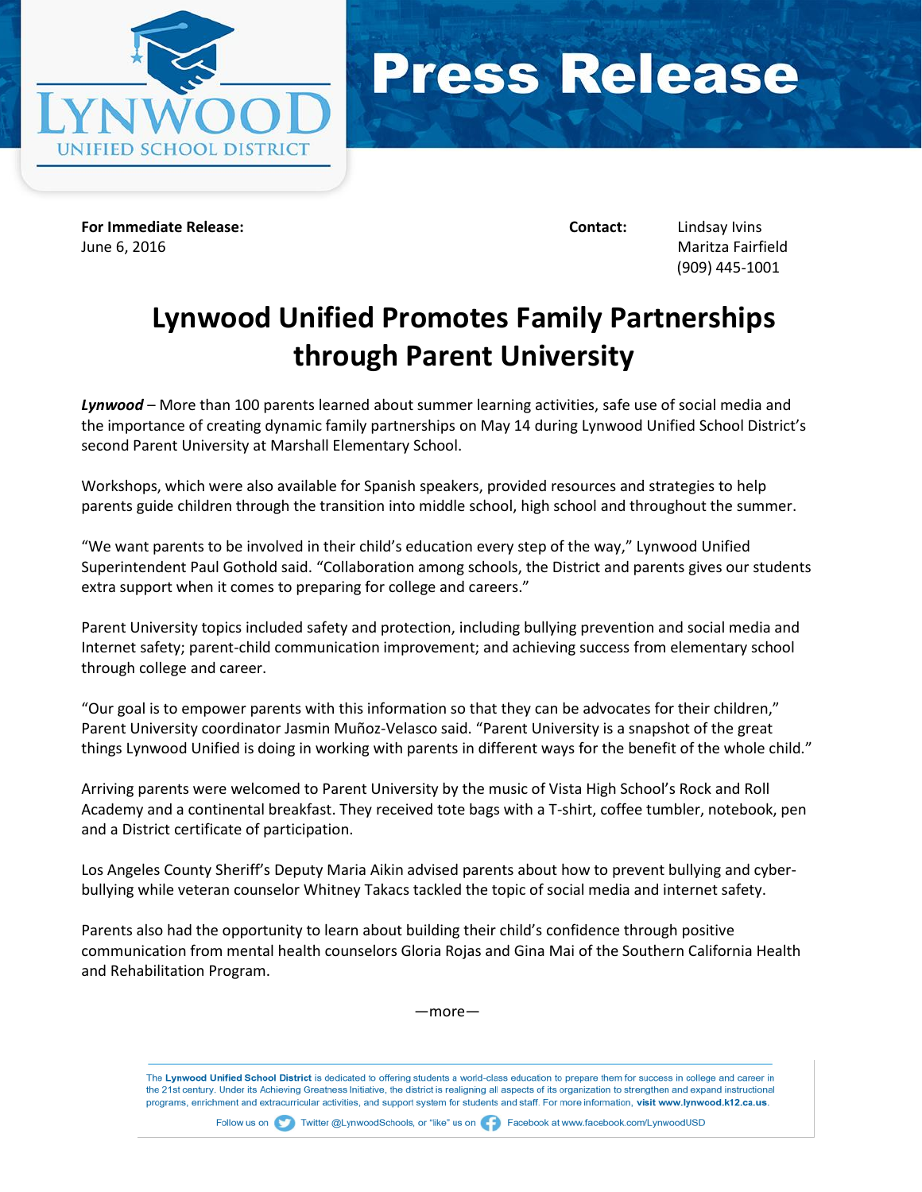LYNWOOD UNIFIED SCHOOL DISTRICT

# Press Release

**For Immediate Release:**
June 6, 2016

**Contact:** Lindsay Ivins
Maritza Fairfield
(909) 445-1001

## Lynwood Unified Promotes Family Partnerships through Parent University

***Lynwood*** – More than 100 parents learned about summer learning activities, safe use of social media and the importance of creating dynamic family partnerships on May 14 during Lynwood Unified School District's second Parent University at Marshall Elementary School.

Workshops, which were also available for Spanish speakers, provided resources and strategies to help parents guide children through the transition into middle school, high school and throughout the summer.

"We want parents to be involved in their child's education every step of the way," Lynwood Unified Superintendent Paul Gothold said. "Collaboration among schools, the District and parents gives our students extra support when it comes to preparing for college and careers."

Parent University topics included safety and protection, including bullying prevention and social media and Internet safety; parent-child communication improvement; and achieving success from elementary school through college and career.

"Our goal is to empower parents with this information so that they can be advocates for their children," Parent University coordinator Jasmin Muñoz-Velasco said. "Parent University is a snapshot of the great things Lynwood Unified is doing in working with parents in different ways for the benefit of the whole child."

Arriving parents were welcomed to Parent University by the music of Vista High School's Rock and Roll Academy and a continental breakfast. They received tote bags with a T-shirt, coffee tumbler, notebook, pen and a District certificate of participation.

Los Angeles County Sheriff's Deputy Maria Aikin advised parents about how to prevent bullying and cyber-bullying while veteran counselor Whitney Takacs tackled the topic of social media and internet safety.

Parents also had the opportunity to learn about building their child's confidence through positive communication from mental health counselors Gloria Rojas and Gina Mai of the Southern California Health and Rehabilitation Program.

—more—

The **Lynwood Unified School District** is dedicated to offering students a world-class education to prepare them for success in college and career in the 21st century. Under its Achieving Greatness Initiative, the district is realigning all aspects of its organization to strengthen and expand instructional programs, enrichment and extracurricular activities, and support system for students and staff. For more information, **visit www.lynwood.k12.ca.us**.

Follow us on Twitter @LynwoodSchools, or "like" us on Facebook at www.facebook.com/LynwoodUSD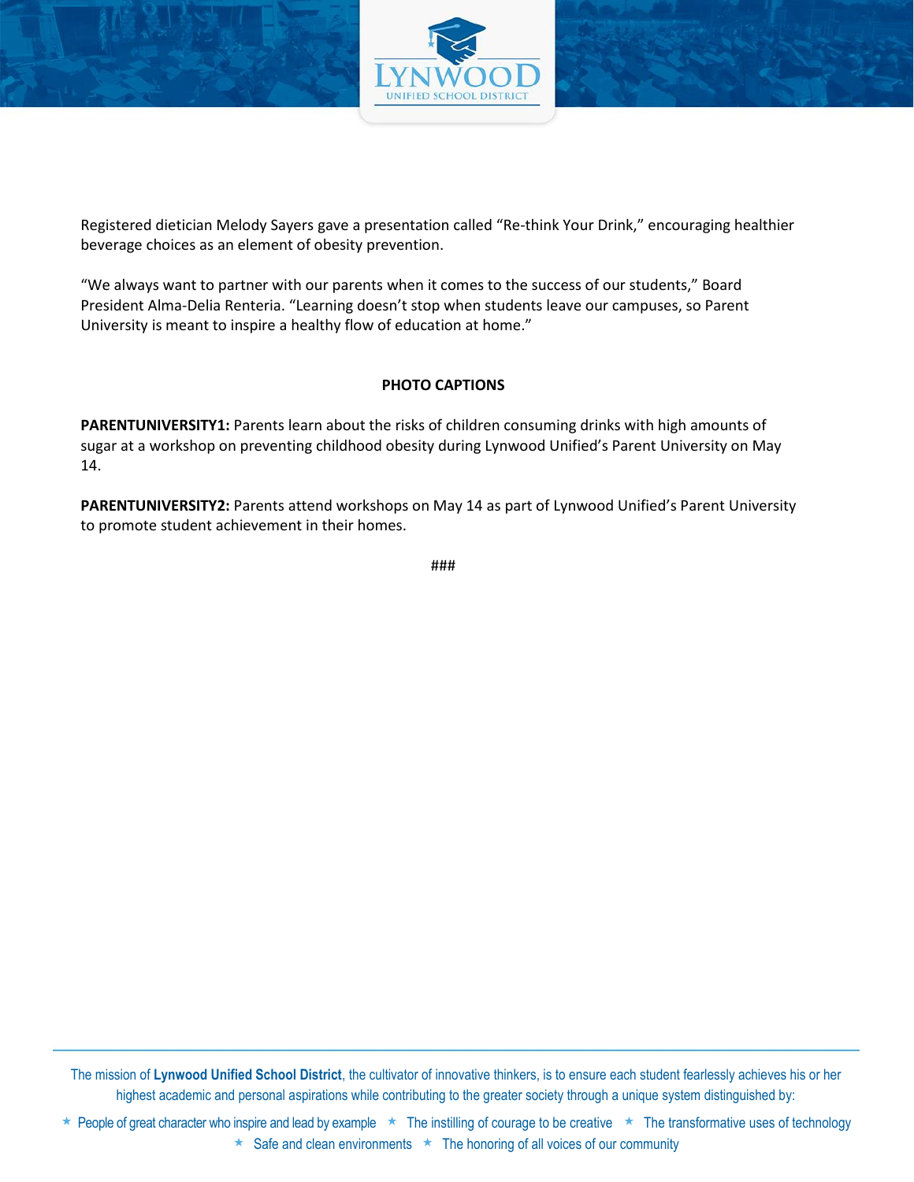Registered dietician Melody Sayers gave a presentation called “Re-think Your Drink,” encouraging healthier beverage choices as an element of obesity prevention.

“We always want to partner with our parents when it comes to the success of our students,” Board President Alma-Delia Renteria. “Learning doesn’t stop when students leave our campuses, so Parent University is meant to inspire a healthy flow of education at home.”

**PHOTO CAPTIONS**

**PARENTUNIVERSITY1:** Parents learn about the risks of children consuming drinks with high amounts of sugar at a workshop on preventing childhood obesity during Lynwood Unified’s Parent University on May 14.

**PARENTUNIVERSITY2:** Parents attend workshops on May 14 as part of Lynwood Unified’s Parent University to promote student achievement in their homes.

###